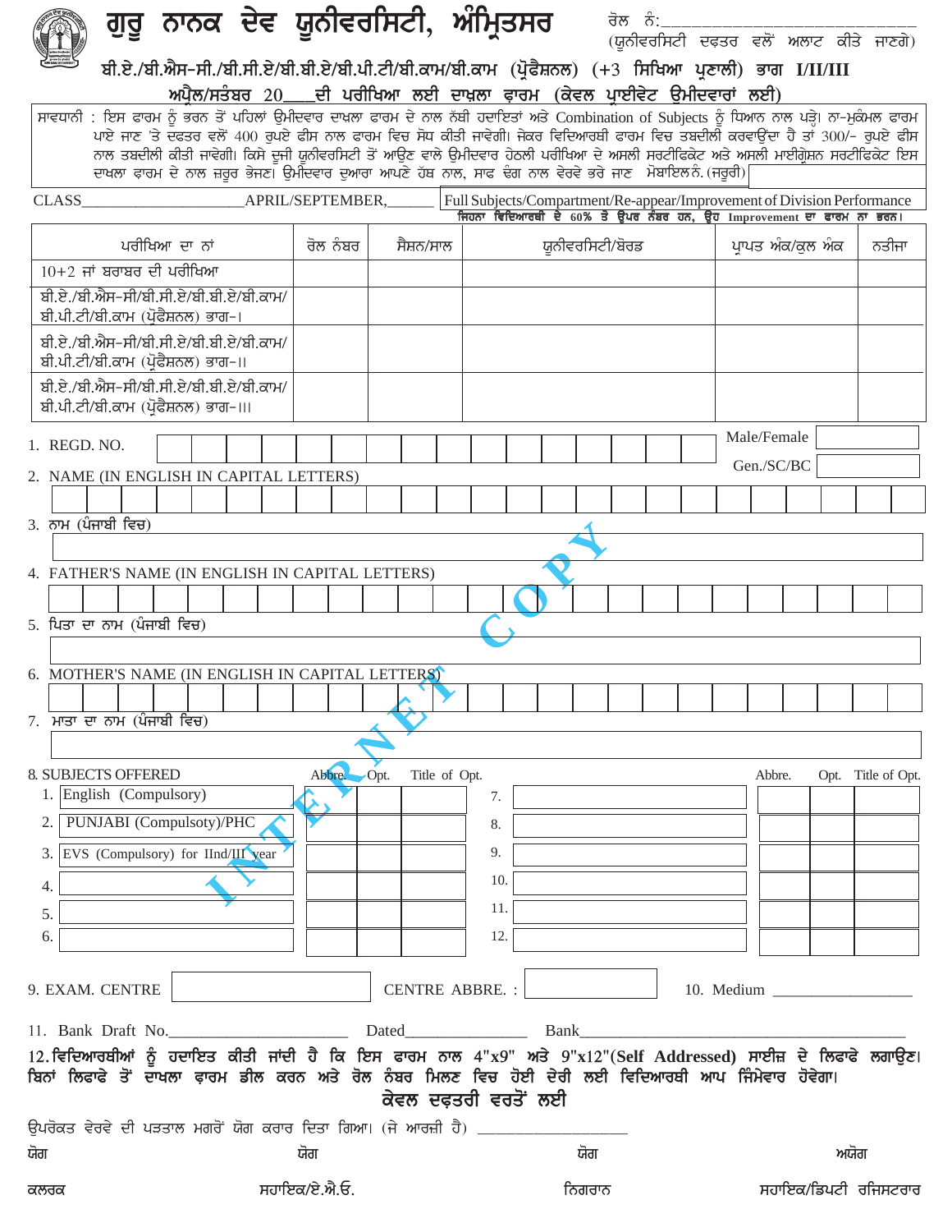# ਗੁਰੂ ਨਾਨਕ ਦੇਵ ਯੂਨੀਵਰਸਿਟੀ, ਅੰਮ੍ਰਿਤਸਰ

ਰੋਲ ਨੰ:_______________
(ਯੂਨੀਵਰਸਿਟੀ ਦਫਤਰ ਵਲੋਂ ਅਲਾਟ ਕੀਤੇ ਜਾਣਗੇ)

## ਬੀ.ਏ./ਬੀ.ਐਸ-ਸੀ./ਬੀ.ਸੀ.ਏ/ਬੀ.ਬੀ.ਏ/ਬੀ.ਪੀ.ਟੀ/ਬੀ.ਕਾਮ/ਬੀ.ਕਾਮ (ਪ੍ਰੋਫੈਸ਼ਨਲ) (+3 ਸਿਖਿਆ ਪ੍ਰਣਾਲੀ) ਭਾਗ I/II/III

### ਅਪ੍ਰੈਲ/ਸਤੰਬਰ 20___ਦੀ ਪਰੀਖਿਆ ਲਈ ਦਾਖ਼ਲਾ ਫ਼ਾਰਮ (ਕੇਵਲ ਪ੍ਰਾਈਵੇਟ ਉਮੀਦਵਾਰਾਂ ਲਈ)

ਸਾਵਧਾਨੀ : ਇਸ ਫਾਰਮ ਨੂੰ ਭਰਨ ਤੋਂ ਪਹਿਲਾਂ ਉਮੀਦਵਾਰ ਦਾਖਲਾ ਫਾਰਮ ਦੇ ਨਾਲ ਨੱਥੀ ਹਦਾਇਤਾਂ ਅਤੇ Combination of Subjects ਨੂੰ ਧਿਆਨ ਨਾਲ ਪੜ੍ਹੇ। ਨਾ-ਮੁਕੰਮਲ ਫਾਰਮ ਪਾਏ ਜਾਣ 'ਤੇ ਦਫਤਰ ਵਲੋਂ 400 ਰੁਪਏ ਫੀਸ ਨਾਲ ਫਾਰਮ ਵਿਚ ਸੋਧ ਕੀਤੀ ਜਾਵੇਗੀ। ਜੇਕਰ ਵਿਦਿਆਰਥੀ ਫਾਰਮ ਵਿਚ ਤਬਦੀਲੀ ਕਰਵਾਉਂਦਾ ਹੈ ਤਾਂ 300/- ਰੁਪਏ ਫੀਸ ਨਾਲ ਤਬਦੀਲੀ ਕੀਤੀ ਜਾਵੇਗੀ। ਕਿਸੇ ਦੂਜੀ ਯੂਨੀਵਰਸਿਟੀ ਤੋਂ ਆਉਣ ਵਾਲੇ ਉਮੀਦਵਾਰ ਹੇਠਲੀ ਪਰੀਖਿਆ ਦੇ ਅਸਲੀ ਸਰਟੀਫਿਕੇਟ ਅਤੇ ਅਸਲੀ ਮਾਈਗ੍ਰੇਸ਼ਨ ਸਰਟੀਫਿਕੇਟ ਇਸ ਦਾਖਲਾ ਫਾਰਮ ਦੇ ਨਾਲ ਜ਼ਰੂਰ ਭੇਜਣ। ਉਮੀਦਵਾਰ ਦੁਆਰਾ ਆਪਣੇ ਹੱਥ ਨਾਲ, ਸਾਫ ਢੰਗ ਨਾਲ ਵੇਰਵੇ ਭਰੇ ਜਾਣ ਮੋਬਾਇਲ ਨੰ. (ਜ਼ਰੂਰੀ) ______

CLASS____________________ APRIL/SEPTEMBER,______ Full Subjects/Compartment/Re-appear/Improvement of Division Performance

**ਜਿਹਨਾ ਵਿਦਿਆਰਥੀ ਦੇ 60% ਤੇ ਉਪਰ ਨੰਬਰ ਹਨ, ਉਹ Improvement ਦਾ ਫਾਰਮ ਨਾ ਭਰਨ।**

| ਪਰੀਖਿਆ ਦਾ ਨਾਂ | ਰੋਲ ਨੰਬਰ | ਸੈਸ਼ਨ/ਸਾਲ | ਯੂਨੀਵਰਸਿਟੀ/ਬੋਰਡ | ਪ੍ਰਾਪਤ ਅੰਕ/ਕੁਲ ਅੰਕ | ਨਤੀਜਾ |
|---|---|---|---|---|---|
| 10+2 ਜਾਂ ਬਰਾਬਰ ਦੀ ਪਰੀਖਿਆ | | | | | |
| ਬੀ.ਏ./ਬੀ.ਐਸ-ਸੀ/ਬੀ.ਸੀ.ਏ/ਬੀ.ਬੀ.ਏ/ਬੀ.ਕਾਮ/ ਬੀ.ਪੀ.ਟੀ/ਬੀ.ਕਾਮ (ਪ੍ਰੋਫੈਸ਼ਨਲ) ਭਾਗ-I | | | | | |
| ਬੀ.ਏ./ਬੀ.ਐਸ-ਸੀ/ਬੀ.ਸੀ.ਏ/ਬੀ.ਬੀ.ਏ/ਬੀ.ਕਾਮ/ ਬੀ.ਪੀ.ਟੀ/ਬੀ.ਕਾਮ (ਪ੍ਰੋਫੈਸ਼ਨਲ) ਭਾਗ-II | | | | | |
| ਬੀ.ਏ./ਬੀ.ਐਸ-ਸੀ/ਬੀ.ਸੀ.ਏ/ਬੀ.ਬੀ.ਏ/ਬੀ.ਕਾਮ/ ਬੀ.ਪੀ.ਟੀ/ਬੀ.ਕਾਮ (ਪ੍ਰੋਫੈਸ਼ਨਲ) ਭਾਗ-III | | | | | |

1. REGD. NO. ______ Male/Female ______ Gen./SC/BC ______
2. NAME (IN ENGLISH IN CAPITAL LETTERS)
3. ਨਾਮ (ਪੰਜਾਬੀ ਵਿਚ)
4. FATHER'S NAME (IN ENGLISH IN CAPITAL LETTERS)
5. ਪਿਤਾ ਦਾ ਨਾਮ (ਪੰਜਾਬੀ ਵਿਚ)
6. MOTHER'S NAME (IN ENGLISH IN CAPITAL LETTERS)
7. ਮਾਤਾ ਦਾ ਨਾਮ (ਪੰਜਾਬੀ ਵਿਚ)
8. SUBJECTS OFFERED

| | Subject | Abbre. | Opt. | Title of Opt. | | Subject | Abbre. | Opt. | Title of Opt. |
|---|---|---|---|---|---|---|---|---|---|
| 1. | English (Compulsory) | | | | 7. | | | | |
| 2. | PUNJABI (Compulsoty)/PHC | | | | 8. | | | | |
| 3. | EVS (Compulsory) for IInd/III year | | | | 9. | | | | |
| 4. | | | | | 10. | | | | |
| 5. | | | | | 11. | | | | |
| 6. | | | | | 12. | | | | |

9. EXAM. CENTRE ______ CENTRE ABBRE. : ______ 10. Medium ______________

11. Bank Draft No.____________________ Dated______________ Bank____________________________________

**12. ਵਿਦਿਆਰਥੀਆਂ ਨੂੰ ਹਦਾਇਤ ਕੀਤੀ ਜਾਂਦੀ ਹੈ ਕਿ ਇਸ ਫਾਰਮ ਨਾਲ 4"x9" ਅਤੇ 9"x12"(Self Addressed) ਸਾਈਜ਼ ਦੇ ਲਿਫਾਫੇ ਲਗਾਉਣ। ਬਿਨਾਂ ਲਿਫਾਫੇ ਤੋਂ ਦਾਖਲਾ ਫਾਰਮ ਡੀਲ ਕਰਨ ਅਤੇ ਰੋਲ ਨੰਬਰ ਮਿਲਣ ਵਿਚ ਹੋਈ ਦੇਰੀ ਲਈ ਵਿਦਿਆਰਥੀ ਆਪ ਜਿੰਮੇਵਾਰ ਹੋਵੇਗਾ।**

### ਕੇਵਲ ਦਫ਼ਤਰੀ ਵਰਤੋਂ ਲਈ

ਉਪਰੋਕਤ ਵੇਰਵੇ ਦੀ ਪੜਤਾਲ ਮਗਰੋਂ ਯੋਗ ਕਰਾਰ ਦਿਤਾ ਗਿਆ। (ਜੇ ਆਰਜ਼ੀ ਹੈ) __________________

| ਯੋਗ | ਯੋਗ | ਯੋਗ | ਅਯੋਗ |
|---|---|---|---|
| ਕਲਰਕ | ਸਹਾਇਕ/ਏ.ਐ.ਓ. | ਨਿਗਰਾਨ | ਸਹਾਇਕ/ਡਿਪਟੀ ਰਜਿਸਟਰਾਰ |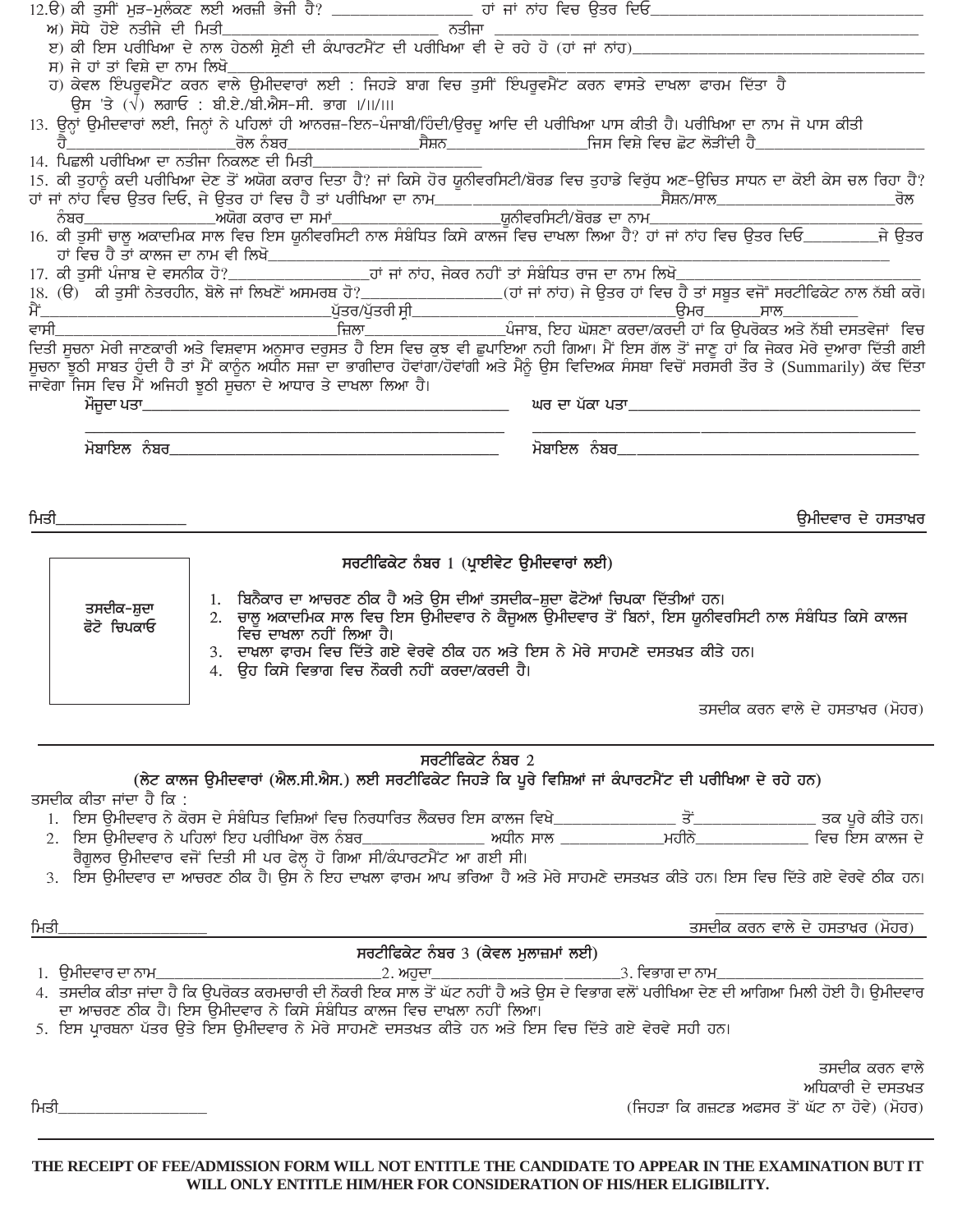12.ੳ) ਕੀ ਤੁਸੀਂ ਮੁੜ-ਮੁਲੰਕਣ ਲਈ ਅਰਜ਼ੀ ਭੇਜੀ ਹੈ? ________________ ਹਾਂ ਜਾਂ ਨਾਂਹ ਵਿਚ ਉਤਰ ਦਿਓ________________

ਅ) ਸੋਧੇ ਹੋਏ ਨਤੀਜੇ ਦੀ ਮਿਤੀ________________ ਨਤੀਜਾ ________________

ੲ) ਕੀ ਇਸ ਪਰੀਖਿਆ ਦੇ ਨਾਲ ਹੇਠਲੀ ਸ਼੍ਰੇਣੀ ਦੀ ਕੰਪਾਰਟਮੈਂਟ ਦੀ ਪਰੀਖਿਆ ਵੀ ਦੇ ਰਹੇ ਹੋ (ਹਾਂ ਜਾਂ ਨਾਂਹ)________________

ਸ) ਜੇ ਹਾਂ ਤਾਂ ਵਿਸ਼ੇ ਦਾ ਨਾਮ ਲਿਖੋ________________

ਹ) ਕੇਵਲ ਇੰਪਰੂਵਮੈਂਟ ਕਰਨ ਵਾਲੇ ਉਮੀਦਵਾਰਾਂ ਲਈ : ਜਿਹੜੇ ਭਾਗ ਵਿਚ ਤੁਸੀਂ ਇੰਪਰੂਵਮੈਂਟ ਕਰਨ ਵਾਸਤੇ ਦਾਖਲਾ ਫਾਰਮ ਦਿੱਤਾ ਹੈ ਉਸ 'ਤੇ (√) ਲਗਾਓ : ਬੀ.ਏ./ਬੀ.ਐਸ-ਸੀ. ਭਾਗ I/II/III

13. ਉਨ੍ਹਾਂ ਉਮੀਦਵਾਰਾਂ ਲਈ, ਜਿਨ੍ਹਾਂ ਨੇ ਪਹਿਲਾਂ ਹੀ ਆਨਰਜ਼-ਇਨ-ਪੰਜਾਬੀ/ਹਿੰਦੀ/ਉਰਦੂ ਆਦਿ ਦੀ ਪਰੀਖਿਆ ਪਾਸ ਕੀਤੀ ਹੈ। ਪਰੀਖਿਆ ਦਾ ਨਾਮ ਜੋ ਪਾਸ ਕੀਤੀ ਹੈ________________ਰੋਲ ਨੰਬਰ________________ਸੈਸ਼ਨ________________ਜਿਸ ਵਿਸ਼ੇ ਵਿਚ ਛੋਟ ਲੋੜੀਂਦੀ ਹੈ________________

14. ਪਿਛਲੀ ਪਰੀਖਿਆ ਦਾ ਨਤੀਜਾ ਨਿਕਲਣ ਦੀ ਮਿਤੀ________________

15. ਕੀ ਤੁਹਾਨੂੰ ਕਦੀ ਪਰੀਖਿਆ ਦੇਣ ਤੋਂ ਅਯੋਗ ਕਰਾਰ ਦਿਤਾ ਹੈ? ਜਾਂ ਕਿਸੇ ਹੋਰ ਯੂਨੀਵਰਸਿਟੀ/ਬੋਰਡ ਵਿਚ ਤੁਹਾਡੇ ਵਿਰੁੱਧ ਅਣ-ਉਚਿਤ ਸਾਧਨ ਦਾ ਕੋਈ ਕੇਸ ਚਲ ਰਿਹਾ ਹੈ? ਹਾਂ ਜਾਂ ਨਾਂਹ ਵਿਚ ਉਤਰ ਦਿਓ, ਜੇ ਉਤਰ ਹਾਂ ਵਿਚ ਹੈ ਤਾਂ ਪਰੀਖਿਆ ਦਾ ਨਾਮ________________ਸੈਸ਼ਨ/ਸਾਲ________________ਰੋਲ ਨੰਬਰ________________ਅਯੋਗ ਕਰਾਰ ਦਾ ਸਮਾਂ________________ਯੂਨੀਵਰਸਿਟੀ/ਬੋਰਡ ਦਾ ਨਾਮ________________

16. ਕੀ ਤੁਸੀਂ ਚਾਲੂ ਅਕਾਦਮਿਕ ਸਾਲ ਵਿਚ ਇਸ ਯੂਨੀਵਰਸਿਟੀ ਨਾਲ ਸੰਬੰਧਿਤ ਕਿਸੇ ਕਾਲਜ ਵਿਚ ਦਾਖਲਾ ਲਿਆ ਹੈ? ਹਾਂ ਜਾਂ ਨਾਂਹ ਵਿਚ ਉਤਰ ਦਿਓ________ਜੇ ਉਤਰ ਹਾਂ ਵਿਚ ਹੈ ਤਾਂ ਕਾਲਜ ਦਾ ਨਾਮ ਵੀ ਲਿਖੋ________________

17. ਕੀ ਤੁਸੀਂ ਪੰਜਾਬ ਦੇ ਵਸਨੀਕ ਹੋ?________________ਹਾਂ ਜਾਂ ਨਾਂਹ, ਜੇਕਰ ਨਹੀਂ ਤਾਂ ਸੰਬੰਧਿਤ ਰਾਜ ਦਾ ਨਾਮ ਲਿਖੋ________________

18. (ੳ) ਕੀ ਤੁਸੀਂ ਨੇਤਰਹੀਨ, ਬੋਲੇ ਜਾਂ ਲਿਖਣੋਂ ਅਸਮਰਥ ਹੋ?________________(ਹਾਂ ਜਾਂ ਨਾਂਹ) ਜੇ ਉਤਰ ਹਾਂ ਵਿਚ ਹੈ ਤਾਂ ਸਬੂਤ ਵਜੋਂ ਸਰਟੀਫਿਕੇਟ ਨਾਲ ਨੱਥੀ ਕਰੋ।

ਮੈਂ________________ਪੁੱਤਰ/ਪੁੱਤਰੀ ਸ੍ਰੀ________________ਉਮਰ________ਸਾਲ________ ਵਾਸੀ________________ਜ਼ਿਲਾ________________ਪੰਜਾਬ, ਇਹ ਘੋਸ਼ਣਾ ਕਰਦਾ/ਕਰਦੀ ਹਾਂ ਕਿ ਉਪਰੋਕਤ ਅਤੇ ਨੱਥੀ ਦਸਤਵੇਜਾਂ ਵਿਚ ਦਿਤੀ ਸੂਚਨਾ ਮੇਰੀ ਜਾਣਕਾਰੀ ਅਤੇ ਵਿਸ਼ਵਾਸ ਅਨੁਸਾਰ ਦਰੁਸਤ ਹੈ ਇਸ ਵਿਚ ਕੁਝ ਵੀ ਛੁਪਾਇਆ ਨਹੀ ਗਿਆ। ਮੈਂ ਇਸ ਗੱਲ ਤੋਂ ਜਾਣੂ ਹਾਂ ਕਿ ਜੇਕਰ ਮੇਰੇ ਦੁਆਰਾ ਦਿੱਤੀ ਗਈ ਸੂਚਨਾ ਝੂਠੀ ਸਾਬਤ ਹੁੰਦੀ ਹੈ ਤਾਂ ਮੈਂ ਕਾਨੂੰਨ ਅਧੀਨ ਸਜ਼ਾ ਦਾ ਭਾਗੀਦਾਰ ਹੋਵਾਂਗਾ/ਹੋਵਾਂਗੀ ਅਤੇ ਮੈਨੂੰ ਉਸ ਵਿਦਿਅਕ ਸੰਸਥਾ ਵਿਚੋਂ ਸਰਸਰੀ ਤੌਰ ਤੇ (Summarily) ਕੱਢ ਦਿੱਤਾ ਜਾਵੇਗਾ ਜਿਸ ਵਿਚ ਮੈਂ ਅਜਿਹੀ ਝੂਠੀ ਸੂਚਨਾ ਦੇ ਆਧਾਰ ਤੇ ਦਾਖਲਾ ਲਿਆ ਹੈ।

ਮੌਜੂਦਾ ਪਤਾ________________ ਘਰ ਦਾ ਪੱਕਾ ਪਤਾ________________

ਮੋਬਾਇਲ ਨੰਬਰ________________ ਮੋਬਾਇਲ ਨੰਬਰ________________

ਮਿਤੀ________________ ਉਮੀਦਵਾਰ ਦੇ ਹਸਤਾਖਰ

## ਸਰਟੀਫਿਕੇਟ ਨੰਬਰ 1 (ਪ੍ਰਾਈਵੇਟ ਉਮੀਦਵਾਰਾਂ ਲਈ)

ਤਸਦੀਕ-ਸ਼ੁਦਾ ਫੋਟੋ ਚਿਪਕਾਓ

1. ਬਿਨੈਕਾਰ ਦਾ ਆਚਰਣ ਠੀਕ ਹੈ ਅਤੇ ਉਸ ਦੀਆਂ ਤਸਦੀਕ-ਸ਼ੁਦਾ ਫੋਟੋਆਂ ਚਿਪਕਾ ਦਿੱਤੀਆਂ ਹਨ।
2. ਚਾਲੂ ਅਕਾਦਮਿਕ ਸਾਲ ਵਿਚ ਇਸ ਉਮੀਦਵਾਰ ਨੇ ਕੈਜ਼ੁਅਲ ਉਮੀਦਵਾਰ ਤੋਂ ਬਿਨਾਂ, ਇਸ ਯੂਨੀਵਰਸਿਟੀ ਨਾਲ ਸੰਬੰਧਿਤ ਕਿਸੇ ਕਾਲਜ ਵਿਚ ਦਾਖਲਾ ਨਹੀਂ ਲਿਆ ਹੈ।
3. ਦਾਖਲਾ ਫਾਰਮ ਵਿਚ ਦਿੱਤੇ ਗਏ ਵੇਰਵੇ ਠੀਕ ਹਨ ਅਤੇ ਇਸ ਨੇ ਮੇਰੇ ਸਾਹਮਣੇ ਦਸਤਖ਼ਤ ਕੀਤੇ ਹਨ।
4. ਉਹ ਕਿਸੇ ਵਿਭਾਗ ਵਿਚ ਨੌਕਰੀ ਨਹੀਂ ਕਰਦਾ/ਕਰਦੀ ਹੈ।

ਤਸਦੀਕ ਕਰਨ ਵਾਲੇ ਦੇ ਹਸਤਾਖਰ (ਮੋਹਰ)

## ਸਰਟੀਫਿਕੇਟ ਨੰਬਰ 2

### (ਲੇਟ ਕਾਲਜ ਉਮੀਦਵਾਰਾਂ (ਐਲ.ਸੀ.ਐਸ.) ਲਈ ਸਰਟੀਫਿਕੇਟ ਜਿਹੜੇ ਕਿ ਪੂਰੇ ਵਿਸ਼ਿਆਂ ਜਾਂ ਕੰਪਾਰਟਮੈਂਟ ਦੀ ਪਰੀਖਿਆ ਦੇ ਰਹੇ ਹਨ)

ਤਸਦੀਕ ਕੀਤਾ ਜਾਂਦਾ ਹੈ ਕਿ :

1. ਇਸ ਉਮੀਦਵਾਰ ਨੇ ਕੋਰਸ ਦੇ ਸੰਬੰਧਿਤ ਵਿਸ਼ਿਆਂ ਵਿਚ ਨਿਰਧਾਰਿਤ ਲੈਕਚਰ ਇਸ ਕਾਲਜ ਵਿਖੇ________________ ਤੋਂ________________ ਤਕ ਪੂਰੇ ਕੀਤੇ ਹਨ।
2. ਇਸ ਉਮੀਦਵਾਰ ਨੇ ਪਹਿਲਾਂ ਇਹ ਪਰੀਖਿਆ ਰੋਲ ਨੰਬਰ________________ ਅਧੀਨ ਸਾਲ ________________ਮਹੀਨੇ________________ ਵਿਚ ਇਸ ਕਾਲਜ ਦੇ ਰੈਗੂਲਰ ਉਮੀਦਵਾਰ ਵਜੋਂ ਦਿਤੀ ਸੀ ਪਰ ਫੇਲ੍ਹ ਹੋ ਗਿਆ ਸੀ/ਕੰਪਾਰਟਮੈਂਟ ਆ ਗਈ ਸੀ।
3. ਇਸ ਉਮੀਦਵਾਰ ਦਾ ਆਚਰਣ ਠੀਕ ਹੈ। ਉਸ ਨੇ ਇਹ ਦਾਖਲਾ ਫਾਰਮ ਆਪ ਭਰਿਆ ਹੈ ਅਤੇ ਮੇਰੇ ਸਾਹਮਣੇ ਦਸਤਖ਼ਤ ਕੀਤੇ ਹਨ। ਇਸ ਵਿਚ ਦਿੱਤੇ ਗਏ ਵੇਰਵੇ ਠੀਕ ਹਨ।

ਮਿਤੀ________________ ਤਸਦੀਕ ਕਰਨ ਵਾਲੇ ਦੇ ਹਸਤਾਖਰ (ਮੋਹਰ)

## ਸਰਟੀਫਿਕੇਟ ਨੰਬਰ 3 (ਕੇਵਲ ਮੁਲਾਜ਼ਮਾਂ ਲਈ)

1. ਉਮੀਦਵਾਰ ਦਾ ਨਾਮ________________2. ਅਹੁਦਾ________________3. ਵਿਭਾਗ ਦਾ ਨਾਮ________________
4. ਤਸਦੀਕ ਕੀਤਾ ਜਾਂਦਾ ਹੈ ਕਿ ਉਪਰੋਕਤ ਕਰਮਚਾਰੀ ਦੀ ਨੌਕਰੀ ਇਕ ਸਾਲ ਤੋਂ ਘੱਟ ਨਹੀਂ ਹੈ ਅਤੇ ਉਸ ਦੇ ਵਿਭਾਗ ਵਲੋਂ ਪਰੀਖਿਆ ਦੇਣ ਦੀ ਆਗਿਆ ਮਿਲੀ ਹੋਈ ਹੈ। ਉਮੀਦਵਾਰ ਦਾ ਆਚਰਣ ਠੀਕ ਹੈ। ਇਸ ਉਮੀਦਵਾਰ ਨੇ ਕਿਸੇ ਸੰਬੰਧਿਤ ਕਾਲਜ ਵਿਚ ਦਾਖਲਾ ਨਹੀਂ ਲਿਆ।
5. ਇਸ ਪ੍ਰਾਰਥਨਾ ਪੱਤਰ ਉਤੇ ਇਸ ਉਮੀਦਵਾਰ ਨੇ ਮੇਰੇ ਸਾਹਮਣੇ ਦਸਤਖ਼ਤ ਕੀਤੇ ਹਨ ਅਤੇ ਇਸ ਵਿਚ ਦਿੱਤੇ ਗਏ ਵੇਰਵੇ ਸਹੀ ਹਨ।

ਤਸਦੀਕ ਕਰਨ ਵਾਲੇ ਅਧਿਕਾਰੀ ਦੇ ਦਸਤਖ਼ਤ

ਮਿਤੀ________________ (ਜਿਹੜਾ ਕਿ ਗਜ਼ਟਡ ਅਫਸਰ ਤੋਂ ਘੱਟ ਨਾ ਹੋਵੇ) (ਮੋਹਰ)

**THE RECEIPT OF FEE/ADMISSION FORM WILL NOT ENTITLE THE CANDIDATE TO APPEAR IN THE EXAMINATION BUT IT WILL ONLY ENTITLE HIM/HER FOR CONSIDERATION OF HIS/HER ELIGIBILITY.**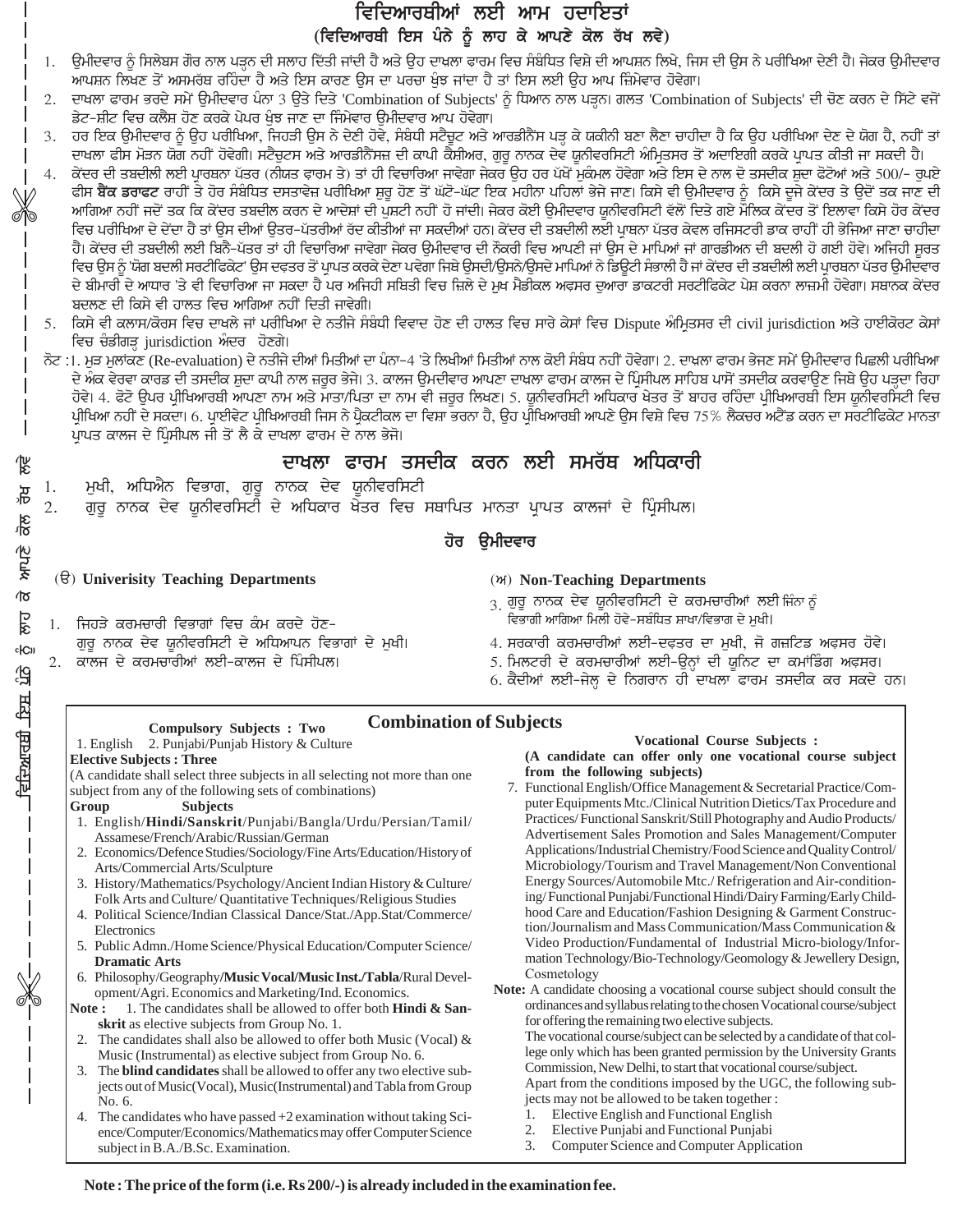# ਵਿਦਿਆਰਥੀਆਂ ਲਈ ਆਮ ਹਦਾਇਤਾਂ

## (ਵਿਦਿਆਰਥੀ ਇਸ ਪੰਨੇ ਨੂੰ ਲਾਹ ਕੇ ਆਪਣੇ ਕੋਲ ਰੱਖ ਲਵੇ)

1. ਉਮੀਦਵਾਰ ਨੂੰ ਸਿਲੇਬਸ ਗੌਰ ਨਾਲ ਪੜ੍ਹਨ ਦੀ ਸਲਾਹ ਦਿੱਤੀ ਜਾਂਦੀ ਹੈ ਅਤੇ ਉਹ ਦਾਖਲਾ ਫਾਰਮ ਵਿਚ ਸੰਬੰਧਿਤ ਵਿਸ਼ੇ ਦੀ ਆਪਸ਼ਨ ਲਿਖੇ, ਜਿਸ ਦੀ ਉਸ ਨੇ ਪਰੀਖਿਆ ਦੇਣੀ ਹੈ। ਜੇਕਰ ਉਮੀਦਵਾਰ ਆਪਸ਼ਨ ਲਿਖਣ ਤੋਂ ਅਸਮਰੱਥ ਰਹਿੰਦਾ ਹੈ ਅਤੇ ਇਸ ਕਾਰਣ ਉਸ ਦਾ ਪਰਚਾ ਖੁੰਝ ਜਾਂਦਾ ਹੈ ਤਾਂ ਇਸ ਲਈ ਉਹ ਆਪ ਜ਼ਿੰਮੇਵਾਰ ਹੋਵੇਗਾ।
2. ਦਾਖਲਾ ਫਾਰਮ ਭਰਦੇ ਸਮੇਂ ਉਮੀਦਵਾਰ ਪੰਨਾ 3 ਉਤੇ ਦਿਤੇ 'Combination of Subjects' ਨੂੰ ਧਿਆਨ ਨਾਲ ਪੜ੍ਹਨ। ਗਲਤ 'Combination of Subjects' ਦੀ ਚੋਣ ਕਰਨ ਦੇ ਸਿੱਟੇ ਵਜੋਂ ਡੇਟ-ਸ਼ੀਟ ਵਿਚ ਕਲੈਸ਼ ਹੋਣ ਕਰਕੇ ਪੇਪਰ ਖੁੰਝ ਜਾਣ ਦਾ ਜ਼ਿੰਮੇਵਾਰ ਉਮੀਦਵਾਰ ਆਪ ਹੋਵੇਗਾ।
3. ਹਰ ਇਕ ਉਮੀਦਵਾਰ ਨੂੰ ਉਹ ਪਰੀਖਿਆ, ਜਿਹੜੀ ਉਸ ਨੇ ਦੇਣੀ ਹੋਵੇ, ਸੰਬੰਧੀ ਸਟੈਚੂਟ ਅਤੇ ਆਰਡੀਨੈਂਸ ਪੜ੍ਹ ਕੇ ਯਕੀਨੀ ਬਣਾ ਲੈਣਾ ਚਾਹੀਦਾ ਹੈ ਕਿ ਉਹ ਪਰੀਖਿਆ ਦੇਣ ਦੇ ਯੋਗ ਹੈ, ਨਹੀਂ ਤਾਂ ਦਾਖਲਾ ਫੀਸ ਮੋੜਨ ਯੋਗ ਨਹੀਂ ਹੋਵੇਗੀ। ਸਟੈਚੂਟਸ ਅਤੇ ਆਰਡੀਨੈਂਸਜ਼ ਦੀ ਕਾਪੀ ਕੈਸ਼ੀਅਰ, ਗੁਰੂ ਨਾਨਕ ਦੇਵ ਯੂਨੀਵਰਸਿਟੀ ਅੰਮ੍ਰਿਤਸਰ ਤੋਂ ਅਦਾਇਗੀ ਕਰਕੇ ਪ੍ਰਾਪਤ ਕੀਤੀ ਜਾ ਸਕਦੀ ਹੈ।
4. ਕੇਂਦਰ ਦੀ ਤਬਦੀਲੀ ਲਈ ਪ੍ਰਾਰਥਨਾ ਪੱਤਰ (ਨੀਯਤ ਫਾਰਮ ਤੇ) ਤਾਂ ਹੀ ਵਿਚਾਰਿਆ ਜਾਵੇਗਾ ਜੇਕਰ ਉਹ ਹਰ ਪੱਖੋਂ ਮੁਕੰਮਲ ਹੋਵੇਗਾ ਅਤੇ ਇਸ ਦੇ ਨਾਲ ਦੋ ਤਸਦੀਕ ਸ਼ੁਦਾ ਫੋਟੋਆਂ ਅਤੇ 500/- ਰੁਪਏ ਫੀਸ **ਬੈਂਕ ਡਰਾਫਟ** ਰਾਹੀਂ ਤੇ ਹੋਰ ਸੰਬੰਧਿਤ ਦਸਤਾਵੇਜ਼ ਪਰੀਖਿਆ ਸ਼ੁਰੂ ਹੋਣ ਤੋਂ ਘੱਟੋ-ਘੱਟ ਇਕ ਮਹੀਨਾ ਪਹਿਲਾਂ ਭੇਜੇ ਜਾਣ। ਕਿਸੇ ਵੀ ਉਮੀਦਵਾਰ ਨੂੰ ਕਿਸੇ ਦੂਜੇ ਕੇਂਦਰ ਤੇ ਉਦੋਂ ਤਕ ਜਾਣ ਦੀ ਆਗਿਆ ਨਹੀਂ ਜਦੋਂ ਤਕ ਕਿ ਕੇਂਦਰ ਤਬਦੀਲ ਕਰਨ ਦੇ ਆਦੇਸ਼ਾਂ ਦੀ ਪੁਸ਼ਟੀ ਨਹੀਂ ਹੋ ਜਾਂਦੀ। ਜੇਕਰ ਕੋਈ ਉਮੀਦਵਾਰ ਯੂਨੀਵਰਸਿਟੀ ਵੱਲੋਂ ਦਿਤੇ ਗਏ ਮੌਲਿਕ ਕੇਂਦਰ ਤੋਂ ਇਲਾਵਾ ਕਿਸੇ ਹੋਰ ਕੇਂਦਰ ਵਿਚ ਪਰੀਖਿਆ ਦੇ ਦੇਂਦਾ ਹੈ ਤਾਂ ਉਸ ਦੀਆਂ ਉਤਰ-ਪੱਤਰੀਆਂ ਰੱਦ ਕੀਤੀਆਂ ਜਾ ਸਕਦੀਆਂ ਹਨ। ਕੇਂਦਰ ਦੀ ਤਬਦੀਲੀ ਲਈ ਪ੍ਰਾਥਨਾ ਪੱਤਰ ਕੇਵਲ ਰਜਿਸਟਰੀ ਡਾਕ ਰਾਹੀਂ ਹੀ ਭੇਜਿਆ ਜਾਣਾ ਚਾਹੀਦਾ ਹੈ। ਕੇਂਦਰ ਦੀ ਤਬਦੀਲੀ ਲਈ ਬਿਨੈ-ਪੱਤਰ ਤਾਂ ਹੀ ਵਿਚਾਰਿਆ ਜਾਵੇਗਾ ਜੇਕਰ ਉਮੀਦਵਾਰ ਦੀ ਨੌਕਰੀ ਵਿਚ ਆਪਣੀ ਜਾਂ ਉਸ ਦੇ ਮਾਪਿਆਂ ਜਾਂ ਗਾਰਡੀਅਨ ਦੀ ਬਦਲੀ ਹੋ ਗਈ ਹੋਵੇ। ਅਜਿਹੀ ਸੂਰਤ ਵਿਚ ਉਸ ਨੂੰ 'ਯੋਗ ਬਦਲੀ ਸਰਟੀਫਿਕੇਟ' ਉਸ ਦਫਤਰ ਤੋਂ ਪ੍ਰਾਪਤ ਕਰਕੇ ਦੇਣਾ ਪਵੇਗਾ ਜਿਥੇ ਉਸਦੀ/ਉਸਨੇ/ਉਸਦੇ ਮਾਪਿਆਂ ਨੇ ਡਿਊਟੀ ਸੰਭਾਲੀ ਹੈ ਜਾਂ ਕੇਂਦਰ ਦੀ ਤਬਦੀਲੀ ਲਈ ਪ੍ਰਾਰਥਨਾ ਪੱਤਰ ਉਮੀਦਵਾਰ ਦੇ ਬੀਮਾਰੀ ਦੇ ਆਧਾਰ 'ਤੇ ਵੀ ਵਿਚਾਰਿਆ ਜਾ ਸਕਦਾ ਹੈ ਪਰ ਅਜਿਹੀ ਸਥਿਤੀ ਵਿਚ ਜ਼ਿਲ੍ਹੇ ਦੇ ਮੁਖ ਮੈਡੀਕਲ ਅਫਸਰ ਦੁਆਰਾ ਡਾਕਟਰੀ ਸਰਟੀਫਿਕੇਟ ਪੇਸ਼ ਕਰਨਾ ਲਾਜ਼ਮੀ ਹੋਵੇਗਾ। ਸਥਾਨਕ ਕੇਂਦਰ ਬਦਲਣ ਦੀ ਕਿਸੇ ਵੀ ਹਾਲਤ ਵਿਚ ਆਗਿਆ ਨਹੀਂ ਦਿਤੀ ਜਾਵੇਗੀ।
5. ਕਿਸੇ ਵੀ ਕਲਾਸ/ਕੋਰਸ ਵਿਚ ਦਾਖਲੇ ਜਾਂ ਪਰੀਖਿਆ ਦੇ ਨਤੀਜੇ ਸੰਬੰਧੀ ਵਿਵਾਦ ਹੋਣ ਦੀ ਹਾਲਤ ਵਿਚ ਸਾਰੇ ਕੇਸਾਂ ਵਿਚ Dispute ਅੰਮ੍ਰਿਤਸਰ ਦੀ civil jurisdiction ਅਤੇ ਹਾਈਕੋਰਟ ਕੇਸਾਂ ਵਿਚ ਚੰਡੀਗੜ੍ਹ jurisdiction ਅੰਦਰ ਹੋਣਗੇ।

ਨੋਟ :1. ਮੁੜ ਮੁਲਾਂਕਣ (Re-evaluation) ਦੇ ਨਤੀਜੇ ਦੀਆਂ ਮਿਤੀਆਂ ਦਾ ਪੰਨਾ-4 'ਤੇ ਲਿਖੀਆਂ ਮਿਤੀਆਂ ਨਾਲ ਕੋਈ ਸੰਬੰਧ ਨਹੀਂ ਹੋਵੇਗਾ। 2. ਦਾਖਲਾ ਫਾਰਮ ਭੇਜਣ ਸਮੇਂ ਉਮੀਦਵਾਰ ਪਿਛਲੀ ਪਰੀਖਿਆ ਦੇ ਅੰਕ ਵੇਰਵਾ ਕਾਰਡ ਦੀ ਤਸਦੀਕ ਸ਼ੁਦਾ ਕਾਪੀ ਨਾਲ ਜ਼ਰੂਰ ਭੇਜੇ। 3. ਕਾਲਜ ਉਮੀਦਵਾਰ ਆਪਣਾ ਦਾਖਲਾ ਫਾਰਮ ਕਾਲਜ ਦੇ ਪ੍ਰਿੰਸੀਪਲ ਸਾਹਿਬ ਪਾਸੋਂ ਤਸਦੀਕ ਕਰਵਾਉਣ ਜਿਥੇ ਉਹ ਪੜ੍ਹਦਾ ਰਿਹਾ ਹੋਵੇ। 4. ਫੋਟੋ ਉਪਰ ਪ੍ਰੀਖਿਆਰਥੀ ਆਪਣਾ ਨਾਮ ਅਤੇ ਮਾਤਾ/ਪਿਤਾ ਦਾ ਨਾਮ ਵੀ ਜ਼ਰੂਰ ਲਿਖਣ। 5. ਯੂਨੀਵਰਸਿਟੀ ਅਧਿਕਾਰ ਖੇਤਰ ਤੋਂ ਬਾਹਰ ਰਹਿੰਦਾ ਪ੍ਰੀਖਿਆਰਥੀ ਇਸ ਯੂਨੀਵਰਸਿਟੀ ਵਿਚ ਪ੍ਰੀਖਿਆ ਨਹੀਂ ਦੇ ਸਕਦਾ। 6. ਪ੍ਰਾਈਵੇਟ ਪ੍ਰੀਖਿਆਰਥੀ ਜਿਸ ਨੇ ਪ੍ਰੈਕਟੀਕਲ ਦਾ ਵਿਸ਼ਾ ਭਰਨਾ ਹੈ, ਉਹ ਪ੍ਰੀਖਿਆਰਥੀ ਆਪਣੇ ਉਸ ਵਿਸ਼ੇ ਵਿਚ 75% ਲੈਕਚਰ ਅਟੈਂਡ ਕਰਨ ਦਾ ਸਰਟੀਫਿਕੇਟ ਮਾਨਤਾ ਪ੍ਰਾਪਤ ਕਾਲਜ ਦੇ ਪ੍ਰਿੰਸੀਪਲ ਜੀ ਤੋਂ ਲੈ ਕੇ ਦਾਖਲਾ ਫਾਰਮ ਦੇ ਨਾਲ ਭੇਜੋ।

## ਦਾਖਲਾ ਫਾਰਮ ਤਸਦੀਕ ਕਰਨ ਲਈ ਸਮਰੱਥ ਅਧਿਕਾਰੀ

1. ਮੁਖੀ, ਅਧਿਐਨ ਵਿਭਾਗ, ਗੁਰੂ ਨਾਨਕ ਦੇਵ ਯੂਨੀਵਰਸਿਟੀ
2. ਗੁਰੂ ਨਾਨਕ ਦੇਵ ਯੂਨੀਵਰਸਿਟੀ ਦੇ ਅਧਿਕਾਰ ਖੇਤਰ ਵਿਚ ਸਥਾਪਿਤ ਮਾਨਤਾ ਪ੍ਰਾਪਤ ਕਾਲਜਾਂ ਦੇ ਪ੍ਰਿੰਸੀਪਲ।

### ਹੋਰ ਉਮੀਦਵਾਰ

(ੳ) **Univerisity Teaching Departments**

1. ਜਿਹੜੇ ਕਰਮਚਾਰੀ ਵਿਭਾਗਾਂ ਵਿਚ ਕੰਮ ਕਰਦੇ ਹੋਣ- ਗੁਰੂ ਨਾਨਕ ਦੇਵ ਯੂਨੀਵਰਸਿਟੀ ਦੇ ਅਧਿਆਪਨ ਵਿਭਾਗਾਂ ਦੇ ਮੁਖੀ।
2. ਕਾਲਜ ਦੇ ਕਰਮਚਾਰੀਆਂ ਲਈ-ਕਾਲਜ ਦੇ ਪ੍ਰਿੰਸੀਪਲ।

(ਅ) **Non-Teaching Departments**

3. ਗੁਰੂ ਨਾਨਕ ਦੇਵ ਯੂਨੀਵਰਸਿਟੀ ਦੇ ਕਰਮਚਾਰੀਆਂ ਲਈ ਜਿੰਨਾ ਨੂੰ ਵਿਭਾਗੀ ਆਗਿਆ ਮਿਲੀ ਹੋਵੇ-ਸੰਬੰਧਿਤ ਸ਼ਾਖਾ/ਵਿਭਾਗ ਦੇ ਮੁਖੀ।
4. ਸਰਕਾਰੀ ਕਰਮਚਾਰੀਆਂ ਲਈ-ਦਫ਼ਤਰ ਦਾ ਮੁਖੀ, ਜੋ ਗਜ਼ਟਿਡ ਅਫਸਰ ਹੋਵੇ।
5. ਮਿਲਟਰੀ ਦੇ ਕਰਮਚਾਰੀਆਂ ਲਈ-ਉਨ੍ਹਾਂ ਦੀ ਯੂਨਿਟ ਦਾ ਕਮਾਂਡਿੰਗ ਅਫਸਰ।
6. ਕੈਦੀਆਂ ਲਈ-ਜੇਲ੍ਹ ਦੇ ਨਿਗਰਾਨ ਹੀ ਦਾਖਲਾ ਫਾਰਮ ਤਸਦੀਕ ਕਰ ਸਕਦੇ ਹਨ।

## Combination of Subjects

**Compulsory Subjects : Two**

1. English 2. Punjabi/Punjab History & Culture

**Elective Subjects : Three**

(A candidate shall select three subjects in all selecting not more than one subject from any of the following sets of combinations)

**Group Subjects**

1. English/**Hindi/Sanskrit**/Punjabi/Bangla/Urdu/Persian/Tamil/Assamese/French/Arabic/Russian/German
2. Economics/Defence Studies/Sociology/Fine Arts/Education/History of Arts/Commercial Arts/Sculpture
3. History/Mathematics/Psychology/Ancient Indian History & Culture/Folk Arts and Culture/Quantitative Techniques/Religious Studies
4. Political Science/Indian Classical Dance/Stat./App.Stat/Commerce/Electronics
5. Public Admn./Home Science/Physical Education/Computer Science/**Dramatic Arts**
6. Philosophy/Geography/**Music Vocal/Music Inst./Tabla**/Rural Development/Agri. Economics and Marketing/Ind. Economics.

**Note :**
1. The candidates shall be allowed to offer both **Hindi & Sanskrit** as elective subjects from Group No. 1.
2. The candidates shall also be allowed to offer both Music (Vocal) & Music (Instrumental) as elective subject from Group No. 6.
3. The **blind candidates** shall be allowed to offer any two elective subjects out of Music(Vocal), Music(Instrumental) and Tabla from Group No. 6.
4. The candidates who have passed +2 examination without taking Science/Computer/Economics/Mathematics may offer Computer Science subject in B.A./B.Sc. Examination.

**Vocational Course Subjects :**

**(A candidate can offer only one vocational course subject from the following subjects)**

7. Functional English/Office Management & Secretarial Practice/Computer Equipments Mtc./Clinical Nutrition Dietics/Tax Procedure and Practices/Functional Sanskrit/Still Photography and Audio Products/Advertisement Sales Promotion and Sales Management/Computer Applications/Industrial Chemistry/Food Science and Quality Control/Microbiology/Tourism and Travel Management/Non Conventional Energy Sources/Automobile Mtc./Refrigeration and Air-conditioning/Functional Punjabi/Functional Hindi/Dairy Farming/Early Childhood Care and Education/Fashion Designing & Garment Construction/Journalism and Mass Communication/Mass Communication & Video Production/Fundamental of Industrial Micro-biology/Information Technology/Bio-Technology/Geomology & Jewellery Design, Cosmetology

**Note:** A candidate choosing a vocational course subject should consult the ordinances and syllabus relating to the chosen Vocational course/subject for offering the remaining two elective subjects.

The vocational course/subject can be selected by a candidate of that college only which has been granted permission by the University Grants Commission, New Delhi, to start that vocational course/subject.

Apart from the conditions imposed by the UGC, the following subjects may not be allowed to be taken together :

1. Elective English and Functional English
2. Elective Punjabi and Functional Punjabi
3. Computer Science and Computer Application

**Note : The price of the form (i.e. Rs 200/-) is already included in the examination fee.**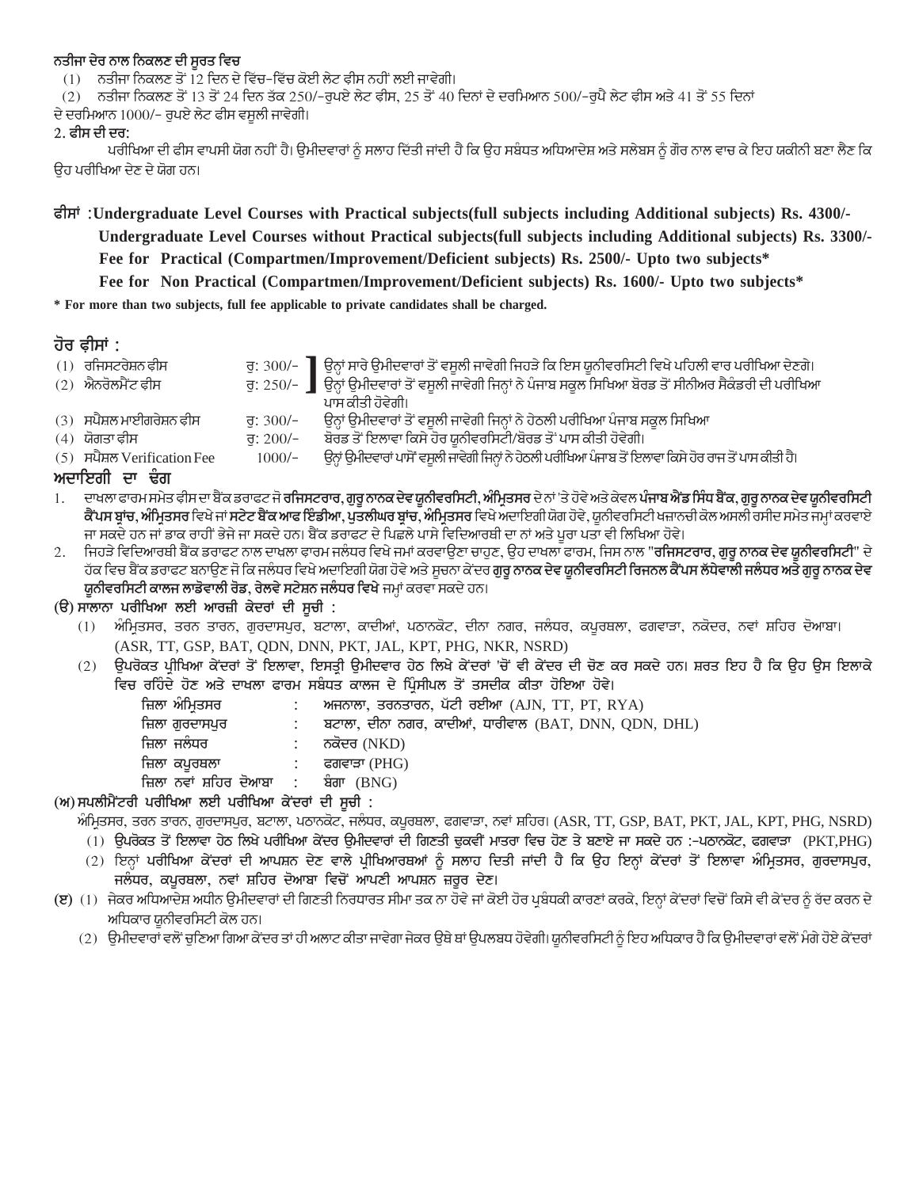**ਨਤੀਜਾ ਦੇਰ ਨਾਲ ਨਿਕਲਣ ਦੀ ਸੂਰਤ ਵਿਚ**

(1) ਨਤੀਜਾ ਨਿਕਲਣ ਤੋਂ 12 ਦਿਨ ਦੇ ਵਿੱਚ-ਵਿੱਚ ਕੋਈ ਲੇਟ ਫੀਸ ਨਹੀਂ ਲਈ ਜਾਵੇਗੀ।

(2) ਨਤੀਜਾ ਨਿਕਲਣ ਤੋਂ 13 ਤੋਂ 24 ਦਿਨ ਤੱਕ 250/-ਰੁਪਏ ਲੇਟ ਫੀਸ, 25 ਤੋਂ 40 ਦਿਨਾਂ ਦੇ ਦਰਮਿਆਨ 500/-ਰੁਪੈ ਲੇਟ ਫੀਸ ਅਤੇ 41 ਤੋਂ 55 ਦਿਨਾਂ ਦੇ ਦਰਮਿਆਨ 1000/- ਰੁਪਏ ਲੇਟ ਫੀਸ ਵਸੂਲੀ ਜਾਵੇਗੀ।

**2. ਫੀਸ ਦੀ ਦਰ:**

ਪਰੀਖਿਆ ਦੀ ਫੀਸ ਵਾਪਸੀ ਯੋਗ ਨਹੀਂ ਹੈ। ਉਮੀਦਵਾਰਾਂ ਨੂੰ ਸਲਾਹ ਦਿੱਤੀ ਜਾਂਦੀ ਹੈ ਕਿ ਉਹ ਸਬੰਧਤ ਅਧਿਆਦੇਸ਼ ਅਤੇ ਸਲੇਬਸ ਨੂੰ ਗੌਰ ਨਾਲ ਵਾਚ ਕੇ ਇਹ ਯਕੀਨੀ ਬਣਾ ਲੈਣ ਕਿ ਉਹ ਪਰੀਖਿਆ ਦੇਣ ਦੇ ਯੋਗ ਹਨ।

**ਫੀਸਾਂ :Undergraduate Level Courses with Practical subjects(full subjects including Additional subjects) Rs. 4300/-**

**Undergraduate Level Courses without Practical subjects(full subjects including Additional subjects) Rs. 3300/-**

**Fee for Practical (Compartmen/Improvement/Deficient subjects) Rs. 2500/- Upto two subjects***

**Fee for Non Practical (Compartmen/Improvement/Deficient subjects) Rs. 1600/- Upto two subjects***

**\* For more than two subjects, full fee applicable to private candidates shall be charged.**

**ਹੋਰ ਫੀਸਾਂ :**

| | | |
|---|---|---|
| (1) ਰਜਿਸਟਰੇਸ਼ਨ ਫੀਸ | ਰੁ: 300/- | ਉਨ੍ਹਾਂ ਸਾਰੇ ਉਮੀਦਵਾਰਾਂ ਤੋਂ ਵਸੂਲੀ ਜਾਵੇਗੀ ਜਿਹੜੇ ਕਿ ਇਸ ਯੂਨੀਵਰਸਿਟੀ ਵਿਖੇ ਪਹਿਲੀ ਵਾਰ ਪਰੀਖਿਆ ਦੇਣਗੇ। |
| (2) ਐਨਰੋਲਮੈਂਟ ਫੀਸ | ਰੁ: 250/- | ਉਨ੍ਹਾਂ ਉਮੀਦਵਾਰਾਂ ਤੋਂ ਵਸੂਲੀ ਜਾਵੇਗੀ ਜਿਨ੍ਹਾਂ ਨੇ ਪੰਜਾਬ ਸਕੂਲ ਸਿਖਿਆ ਬੋਰਡ ਤੋਂ ਸੀਨੀਅਰ ਸੈਕੰਡਰੀ ਦੀ ਪਰੀਖਿਆ ਪਾਸ ਕੀਤੀ ਹੋਵੇਗੀ। |
| (3) ਸਪੈਸ਼ਲ ਮਾਈਗਰੇਸ਼ਨ ਫੀਸ | ਰੁ: 300/- | ਉਨ੍ਹਾਂ ਉਮੀਦਵਾਰਾਂ ਤੋਂ ਵਸੂਲੀ ਜਾਵੇਗੀ ਜਿਨ੍ਹਾਂ ਨੇ ਹੇਠਲੀ ਪਰੀਖਿਆ ਪੰਜਾਬ ਸਕੂਲ ਸਿਖਿਆ |
| (4) ਯੋਗਤਾ ਫੀਸ | ਰੁ: 200/- | ਬੋਰਡ ਤੋਂ ਇਲਾਵਾ ਕਿਸੇ ਹੋਰ ਯੂਨੀਵਰਸਿਟੀ/ਬੋਰਡ ਤੋਂ ਪਾਸ ਕੀਤੀ ਹੋਵੇਗੀ। |
| (5) ਸਪੈਸ਼ਲ Verification Fee | 1000/- | ਉਨ੍ਹਾਂ ਉਮੀਦਵਾਰਾਂ ਪਾਸੋਂ ਵਸੂਲੀ ਜਾਵੇਗੀ ਜਿਨ੍ਹਾਂ ਨੇ ਹੇਠਲੀ ਪਰੀਖਿਆ ਪੰਜਾਬ ਤੋਂ ਇਲਾਵਾ ਕਿਸੇ ਹੋਰ ਰਾਜ ਤੋਂ ਪਾਸ ਕੀਤੀ ਹੈ। |

**ਅਦਾਇਗੀ ਦਾ ਢੰਗ**

1. ਦਾਖਲਾ ਫਾਰਮ ਸਮੇਤ ਫੀਸ ਦਾ ਬੈਂਕ ਡਰਾਫਟ ਜੋ **ਰਜਿਸਟਰਾਰ, ਗੁਰੂ ਨਾਨਕ ਦੇਵ ਯੂਨੀਵਰਸਿਟੀ, ਅੰਮ੍ਰਿਤਸਰ** ਦੇ ਨਾਂ 'ਤੇ ਹੋਵੇ ਅਤੇ ਕੇਵਲ **ਪੰਜਾਬ ਐਂਡ ਸਿੰਧ ਬੈਂਕ, ਗੁਰੂ ਨਾਨਕ ਦੇਵ ਯੂਨੀਵਰਸਿਟੀ ਕੈਂਪਸ ਬ੍ਰਾਂਚ, ਅੰਮ੍ਰਿਤਸਰ** ਵਿਖੇ ਜਾਂ **ਸਟੇਟ ਬੈਂਕ ਆਫ ਇੰਡੀਆ, ਪੁਤਲੀਘਰ ਬ੍ਰਾਂਚ, ਅੰਮ੍ਰਿਤਸਰ** ਵਿਖੇ ਅਦਾਇਗੀ ਯੋਗ ਹੋਵੇ, ਯੂਨੀਵਰਸਿਟੀ ਖਜ਼ਾਨਚੀ ਕੋਲ ਅਸਲੀ ਰਸੀਦ ਸਮੇਤ ਜਮ੍ਹਾਂ ਕਰਵਾਏ ਜਾ ਸਕਦੇ ਹਨ ਜਾਂ ਡਾਕ ਰਾਹੀਂ ਭੇਜੇ ਜਾ ਸਕਦੇ ਹਨ। ਬੈਂਕ ਡਰਾਫਟ ਦੇ ਪਿਛਲੇ ਪਾਸੇ ਵਿਦਿਆਰਥੀ ਦਾ ਨਾਂ ਅਤੇ ਪੂਰਾ ਪਤਾ ਵੀ ਲਿਖਿਆ ਹੋਵੇ।
2. ਜਿਹੜੇ ਵਿਦਿਆਰਥੀ ਬੈਂਕ ਡਰਾਫਟ ਨਾਲ ਦਾਖਲਾ ਫਾਰਮ ਜਲੰਧਰ ਵਿਖੇ ਜਮਾਂ ਕਰਵਾਉਣਾ ਚਾਹੁਣ, ਉਹ ਦਾਖਲਾ ਫਾਰਮ, ਜਿਸ ਨਾਲ "**ਰਜਿਸਟਰਾਰ, ਗੁਰੂ ਨਾਨਕ ਦੇਵ ਯੂਨੀਵਰਸਿਟੀ**" ਦੇ ਹੱਕ ਵਿਚ ਬੈਂਕ ਡਰਾਫਟ ਬਣਾਉਣ ਜੋ ਕਿ ਜਲੰਧਰ ਵਿਖੇ ਅਦਾਇਗੀ ਯੋਗ ਹੋਵੇ ਅਤੇ ਸੂਚਨਾ ਕੇਂਦਰ **ਗੁਰੂ ਨਾਨਕ ਦੇਵ ਯੂਨੀਵਰਸਿਟੀ ਰਿਜਨਲ ਕੈਂਪਸ ਲੱਧੇਵਾਲੀ ਜਲੰਧਰ ਅਤੇ ਗੁਰੂ ਨਾਨਕ ਦੇਵ ਯੂਨੀਵਰਸਿਟੀ ਕਾਲਜ ਲਾਡੋਵਾਲੀ ਰੋਡ, ਰੇਲਵੇ ਸਟੇਸ਼ਨ ਜਲੰਧਰ ਵਿਖੇ** ਜਮ੍ਹਾਂ ਕਰਵਾ ਸਕਦੇ ਹਨ।

**(ੳ) ਸਾਲਾਨਾ ਪਰੀਖਿਆ ਲਈ ਆਰਜ਼ੀ ਕੇਂਦਰਾਂ ਦੀ ਸੂਚੀ :**

(1) ਅੰਮ੍ਰਿਤਸਰ, ਤਰਨ ਤਾਰਨ, ਗੁਰਦਾਸਪੁਰ, ਬਟਾਲਾ, ਕਾਦੀਆਂ, ਪਠਾਨਕੋਟ, ਦੀਨਾ ਨਗਰ, ਜਲੰਧਰ, ਕਪੂਰਥਲਾ, ਫਗਵਾੜਾ, ਨਕੋਦਰ, ਨਵਾਂ ਸ਼ਹਿਰ ਦੋਆਬਾ। (ASR, TT, GSP, BAT, QDN, DNN, PKT, JAL, KPT, PHG, NKR, NSRD)

(2) ਉਪਰੋਕਤ ਪ੍ਰੀਖਿਆ ਕੇਂਦਰਾਂ ਤੋਂ ਇਲਾਵਾ, ਇਸਤ੍ਰੀ ਉਮੀਦਵਾਰ ਹੇਠ ਲਿਖੇ ਕੇਂਦਰਾਂ 'ਚੋਂ ਵੀ ਕੇਂਦਰ ਦੀ ਚੋਣ ਕਰ ਸਕਦੇ ਹਨ। ਸ਼ਰਤ ਇਹ ਹੈ ਕਿ ਉਹ ਉਸ ਇਲਾਕੇ ਵਿਚ ਰਹਿੰਦੇ ਹੋਣ ਅਤੇ ਦਾਖਲਾ ਫਾਰਮ ਸਬੰਧਤ ਕਾਲਜ ਦੇ ਪ੍ਰਿੰਸੀਪਲ ਤੋਂ ਤਸਦੀਕ ਕੀਤਾ ਹੋਇਆ ਹੋਵੇ।

| | | |
|---|---|---|
| ਜ਼ਿਲਾ ਅੰਮ੍ਰਿਤਸਰ | : | ਅਜਨਾਲਾ, ਤਰਨਤਾਰਨ, ਪੱਟੀ ਰਈਆ (AJN, TT, PT, RYA) |
| ਜ਼ਿਲਾ ਗੁਰਦਾਸਪੁਰ | : | ਬਟਾਲਾ, ਦੀਨਾ ਨਗਰ, ਕਾਦੀਆਂ, ਧਾਰੀਵਾਲ (BAT, DNN, QDN, DHL) |
| ਜ਼ਿਲਾ ਜਲੰਧਰ | : | ਨਕੋਦਰ (NKD) |
| ਜ਼ਿਲਾ ਕਪੂਰਥਲਾ | : | ਫਗਵਾੜਾ (PHG) |
| ਜ਼ਿਲਾ ਨਵਾਂ ਸ਼ਹਿਰ ਦੋਆਬਾ | : | ਬੰਗਾ (BNG) |

**(ਅ) ਸਪਲੀਮੈਂਟਰੀ ਪਰੀਖਿਆ ਲਈ ਪਰੀਖਿਆ ਕੇਂਦਰਾਂ ਦੀ ਸੂਚੀ :**

ਅੰਮ੍ਰਿਤਸਰ, ਤਰਨ ਤਾਰਨ, ਗੁਰਦਾਸਪੁਰ, ਬਟਾਲਾ, ਪਠਾਨਕੋਟ, ਜਲੰਧਰ, ਕਪੂਰਥਲਾ, ਫਗਵਾੜਾ, ਨਵਾਂ ਸ਼ਹਿਰ। (ASR, TT, GSP, BAT, PKT, JAL, KPT, PHG, NSRD)

(1) **ਉਪਰੋਕਤ ਤੋਂ ਇਲਾਵਾ ਹੇਠ ਲਿਖੇ ਪਰੀਖਿਆ ਕੇਂਦਰ ਉਮੀਦਵਾਰਾਂ ਦੀ ਗਿਣਤੀ ਢੁਕਵੀਂ ਮਾਤਰਾ ਵਿਚ ਹੋਣ ਤੇ ਬਣਾਏ ਜਾ ਸਕਦੇ ਹਨ :-ਪਠਾਨਕੋਟ, ਫਗਵਾੜਾ** (PKT,PHG)

(2) ਇਨ੍ਹਾਂ ਪਰੀਖਿਆ ਕੇਂਦਰਾਂ ਦੀ ਆਪਸ਼ਨ ਦੇਣ ਵਾਲੇ ਪ੍ਰੀਖਿਆਰਥੀਆਂ ਨੂੰ ਸਲਾਹ ਦਿਤੀ ਜਾਂਦੀ ਹੈ ਕਿ ਉਹ ਇਨ੍ਹਾਂ ਕੇਂਦਰਾਂ ਤੋਂ ਇਲਾਵਾ ਅੰਮ੍ਰਿਤਸਰ, ਗੁਰਦਾਸਪੁਰ, ਜਲੰਧਰ, ਕਪੂਰਥਲਾ, ਨਵਾਂ ਸ਼ਹਿਰ ਦੋਆਬਾ ਵਿਚੋਂ ਆਪਣੀ ਆਪਸ਼ਨ ਜ਼ਰੂਰ ਦੇਣ।

**(ੲ)** (1) ਜੇਕਰ ਅਧਿਆਦੇਸ਼ ਅਧੀਨ ਉਮੀਦਵਾਰਾਂ ਦੀ ਗਿਣਤੀ ਨਿਰਧਾਰਤ ਸੀਮਾ ਤਕ ਨਾ ਹੋਵੇ ਜਾਂ ਕੋਈ ਹੋਰ ਪ੍ਰਬੰਧਕੀ ਕਾਰਣਾਂ ਕਰਕੇ, ਇਨ੍ਹਾਂ ਕੇਂਦਰਾਂ ਵਿਚੋਂ ਕਿਸੇ ਵੀ ਕੇਂਦਰ ਨੂੰ ਰੱਦ ਕਰਨ ਦੇ ਅਧਿਕਾਰ ਯੂਨੀਵਰਸਿਟੀ ਕੋਲ ਹਨ।

(2) ਉਮੀਦਵਾਰਾਂ ਵਲੋਂ ਚੁਣਿਆ ਗਿਆ ਕੇਂਦਰ ਤਾਂ ਹੀ ਅਲਾਟ ਕੀਤਾ ਜਾਵੇਗਾ ਜੇਕਰ ਉਥੇ ਥਾਂ ਉਪਲਬਧ ਹੋਵੇਗੀ। ਯੂਨੀਵਰਸਿਟੀ ਨੂੰ ਇਹ ਅਧਿਕਾਰ ਹੈ ਕਿ ਉਮੀਦਵਾਰਾਂ ਵਲੋਂ ਮੰਗੇ ਹੋਏ ਕੇਂਦਰਾਂ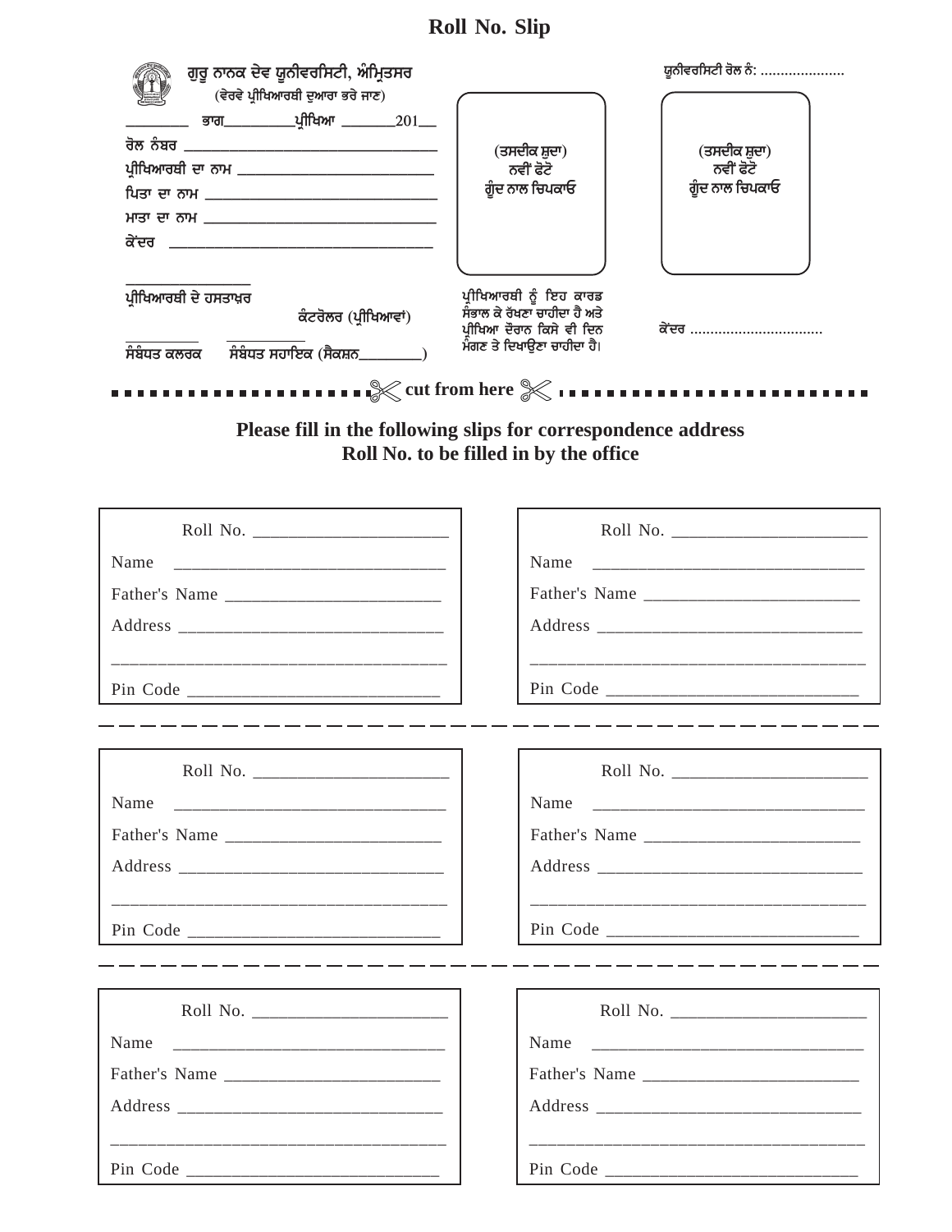# Roll No. Slip

ਗੁਰੂ ਨਾਨਕ ਦੇਵ ਯੂਨੀਵਰਸਿਟੀ, ਅੰਮ੍ਰਿਤਸਰ

(ਵੇਰਵੇ ਪ੍ਰੀਖਿਆਰਥੀ ਦੁਆਰਾ ਭਰੇ ਜਾਣ)

ਯੂਨੀਵਰਸਿਟੀ ਰੋਲ ਨੰ: .....................

________ ਭਾਗ__________ਪ੍ਰੀਖਿਆ ________201___

ਰੋਲ ਨੰਬਰ ________________________________

ਪ੍ਰੀਖਿਆਰਥੀ ਦਾ ਨਾਮ ________________________

ਪਿਤਾ ਦਾ ਨਾਮ ____________________________

ਮਾਤਾ ਦਾ ਨਾਮ ____________________________

ਕੇਂਦਰ _________________________________

(ਤਸਦੀਕ ਸ਼ੁਦਾ) ਨਵੀਂ ਫੋਟੋ ਗੂੰਦ ਨਾਲ ਚਿਪਕਾਓ

(ਤਸਦੀਕ ਸ਼ੁਦਾ) ਨਵੀਂ ਫੋਟੋ ਗੂੰਦ ਨਾਲ ਚਿਪਕਾਓ

____________

ਪ੍ਰੀਖਿਆਰਥੀ ਦੇ ਹਸਤਾਖ਼ਰ

ਕੰਟਰੋਲਰ (ਪ੍ਰੀਖਿਆਵਾਂ)

__________ __________

ਸੰਬੰਧਤ ਕਲਰਕ ਸੰਬੰਧਤ ਸਹਾਇਕ (ਸੈਕਸ਼ਨ_________)

ਪ੍ਰੀਖਿਆਰਥੀ ਨੂੰ ਇਹ ਕਾਰਡ ਸੰਭਾਲ ਕੇ ਰੱਖਣਾ ਚਾਹੀਦਾ ਹੈ ਅਤੇ ਪ੍ਰੀਖਿਆ ਦੌਰਾਨ ਕਿਸੇ ਵੀ ਦਿਨ ਮੰਗਣ ਤੇ ਦਿਖਾਉਣਾ ਚਾਹੀਦਾ ਹੈ।

ਕੇਂਦਰ .................................

✂ cut from here ✂

**Please fill in the following slips for correspondence address**
**Roll No. to be filled in by the office**

Roll No. ______________________

Name ______________________________

Father's Name ________________________

Address ______________________________

_____________________________________

Pin Code ____________________________

Roll No. ______________________

Name ______________________________

Father's Name ________________________

Address ______________________________

_____________________________________

Pin Code ____________________________

Roll No. ______________________

Name ______________________________

Father's Name ________________________

Address ______________________________

_____________________________________

Pin Code ____________________________

Roll No. ______________________

Name ______________________________

Father's Name ________________________

Address ______________________________

_____________________________________

Pin Code ____________________________

Roll No. ______________________

Name ______________________________

Father's Name ________________________

Address ______________________________

_____________________________________

Pin Code ____________________________

Roll No. ______________________

Name ______________________________

Father's Name ________________________

Address ______________________________

_____________________________________

Pin Code ____________________________